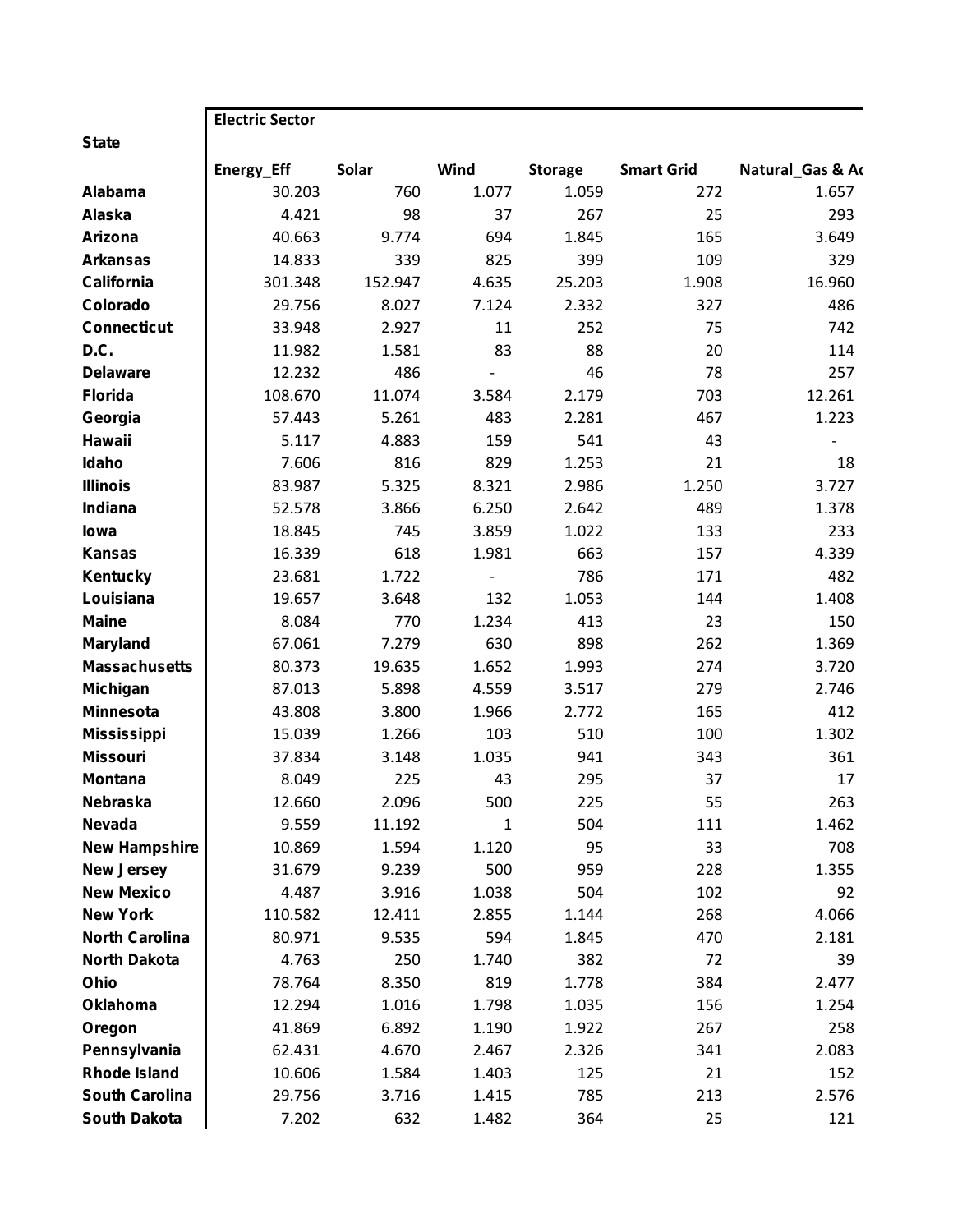| State | Electric Sector | | | | | |
|---|---|---|---|---|---|---|
| | Energy_Eff | Solar | Wind | Storage | Smart Grid | Natural_Gas & Ad |
| Alabama | 30.203 | 760 | 1.077 | 1.059 | 272 | 1.657 |
| Alaska | 4.421 | 98 | 37 | 267 | 25 | 293 |
| Arizona | 40.663 | 9.774 | 694 | 1.845 | 165 | 3.649 |
| Arkansas | 14.833 | 339 | 825 | 399 | 109 | 329 |
| California | 301.348 | 152.947 | 4.635 | 25.203 | 1.908 | 16.960 |
| Colorado | 29.756 | 8.027 | 7.124 | 2.332 | 327 | 486 |
| Connecticut | 33.948 | 2.927 | 11 | 252 | 75 | 742 |
| D.C. | 11.982 | 1.581 | 83 | 88 | 20 | 114 |
| Delaware | 12.232 | 486 | - | 46 | 78 | 257 |
| Florida | 108.670 | 11.074 | 3.584 | 2.179 | 703 | 12.261 |
| Georgia | 57.443 | 5.261 | 483 | 2.281 | 467 | 1.223 |
| Hawaii | 5.117 | 4.883 | 159 | 541 | 43 | - |
| Idaho | 7.606 | 816 | 829 | 1.253 | 21 | 18 |
| Illinois | 83.987 | 5.325 | 8.321 | 2.986 | 1.250 | 3.727 |
| Indiana | 52.578 | 3.866 | 6.250 | 2.642 | 489 | 1.378 |
| Iowa | 18.845 | 745 | 3.859 | 1.022 | 133 | 233 |
| Kansas | 16.339 | 618 | 1.981 | 663 | 157 | 4.339 |
| Kentucky | 23.681 | 1.722 | - | 786 | 171 | 482 |
| Louisiana | 19.657 | 3.648 | 132 | 1.053 | 144 | 1.408 |
| Maine | 8.084 | 770 | 1.234 | 413 | 23 | 150 |
| Maryland | 67.061 | 7.279 | 630 | 898 | 262 | 1.369 |
| Massachusetts | 80.373 | 19.635 | 1.652 | 1.993 | 274 | 3.720 |
| Michigan | 87.013 | 5.898 | 4.559 | 3.517 | 279 | 2.746 |
| Minnesota | 43.808 | 3.800 | 1.966 | 2.772 | 165 | 412 |
| Mississippi | 15.039 | 1.266 | 103 | 510 | 100 | 1.302 |
| Missouri | 37.834 | 3.148 | 1.035 | 941 | 343 | 361 |
| Montana | 8.049 | 225 | 43 | 295 | 37 | 17 |
| Nebraska | 12.660 | 2.096 | 500 | 225 | 55 | 263 |
| Nevada | 9.559 | 11.192 | 1 | 504 | 111 | 1.462 |
| New Hampshire | 10.869 | 1.594 | 1.120 | 95 | 33 | 708 |
| New Jersey | 31.679 | 9.239 | 500 | 959 | 228 | 1.355 |
| New Mexico | 4.487 | 3.916 | 1.038 | 504 | 102 | 92 |
| New York | 110.582 | 12.411 | 2.855 | 1.144 | 268 | 4.066 |
| North Carolina | 80.971 | 9.535 | 594 | 1.845 | 470 | 2.181 |
| North Dakota | 4.763 | 250 | 1.740 | 382 | 72 | 39 |
| Ohio | 78.764 | 8.350 | 819 | 1.778 | 384 | 2.477 |
| Oklahoma | 12.294 | 1.016 | 1.798 | 1.035 | 156 | 1.254 |
| Oregon | 41.869 | 6.892 | 1.190 | 1.922 | 267 | 258 |
| Pennsylvania | 62.431 | 4.670 | 2.467 | 2.326 | 341 | 2.083 |
| Rhode Island | 10.606 | 1.584 | 1.403 | 125 | 21 | 152 |
| South Carolina | 29.756 | 3.716 | 1.415 | 785 | 213 | 2.576 |
| South Dakota | 7.202 | 632 | 1.482 | 364 | 25 | 121 |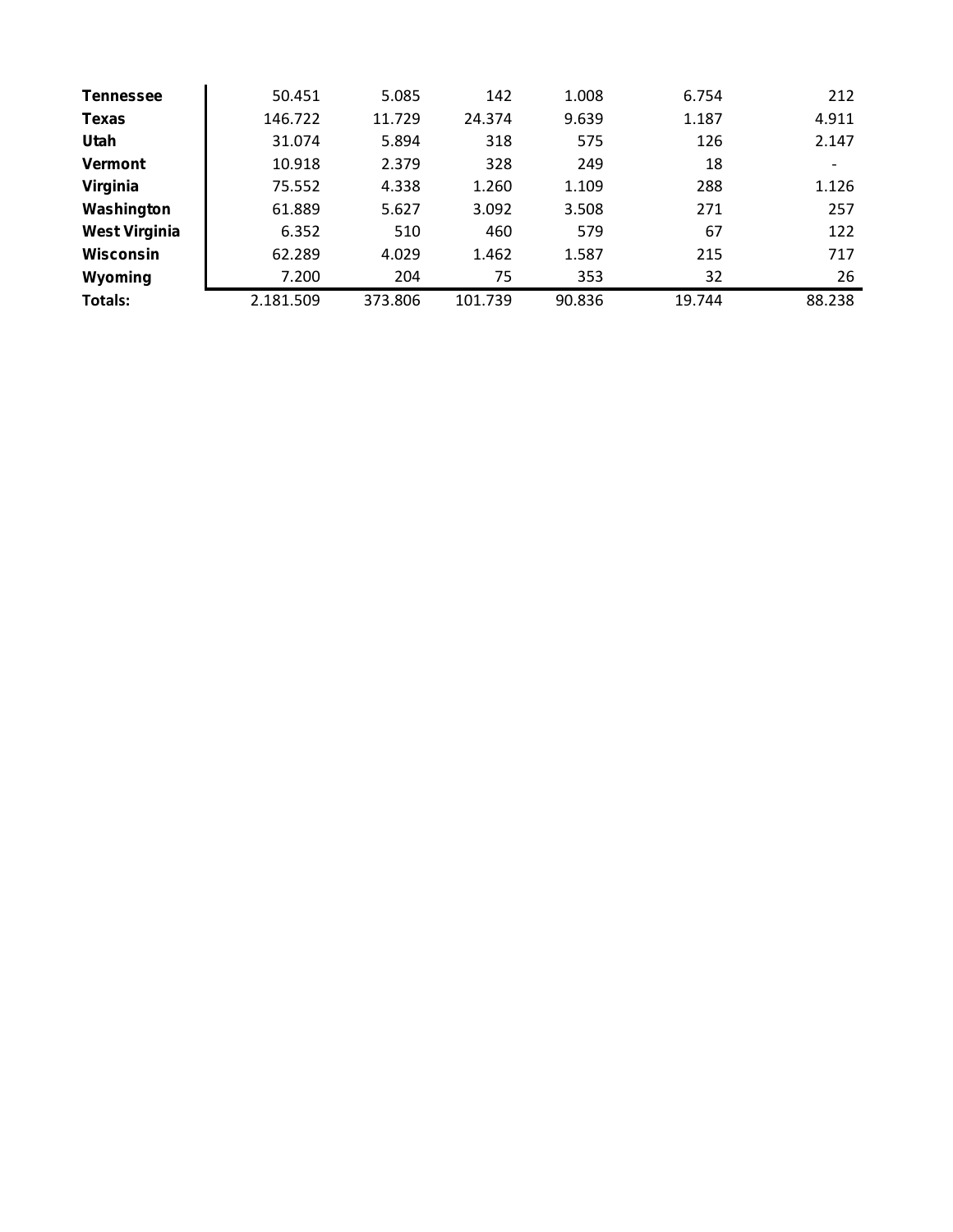| | | | | | | |
|---|---|---|---|---|---|---|
| **Tennessee** | 50.451 | 5.085 | 142 | 1.008 | 6.754 | 212 |
| **Texas** | 146.722 | 11.729 | 24.374 | 9.639 | 1.187 | 4.911 |
| **Utah** | 31.074 | 5.894 | 318 | 575 | 126 | 2.147 |
| **Vermont** | 10.918 | 2.379 | 328 | 249 | 18 | - |
| **Virginia** | 75.552 | 4.338 | 1.260 | 1.109 | 288 | 1.126 |
| **Washington** | 61.889 | 5.627 | 3.092 | 3.508 | 271 | 257 |
| **West Virginia** | 6.352 | 510 | 460 | 579 | 67 | 122 |
| **Wisconsin** | 62.289 | 4.029 | 1.462 | 1.587 | 215 | 717 |
| **Wyoming** | 7.200 | 204 | 75 | 353 | 32 | 26 |
| **Totals:** | 2.181.509 | 373.806 | 101.739 | 90.836 | 19.744 | 88.238 |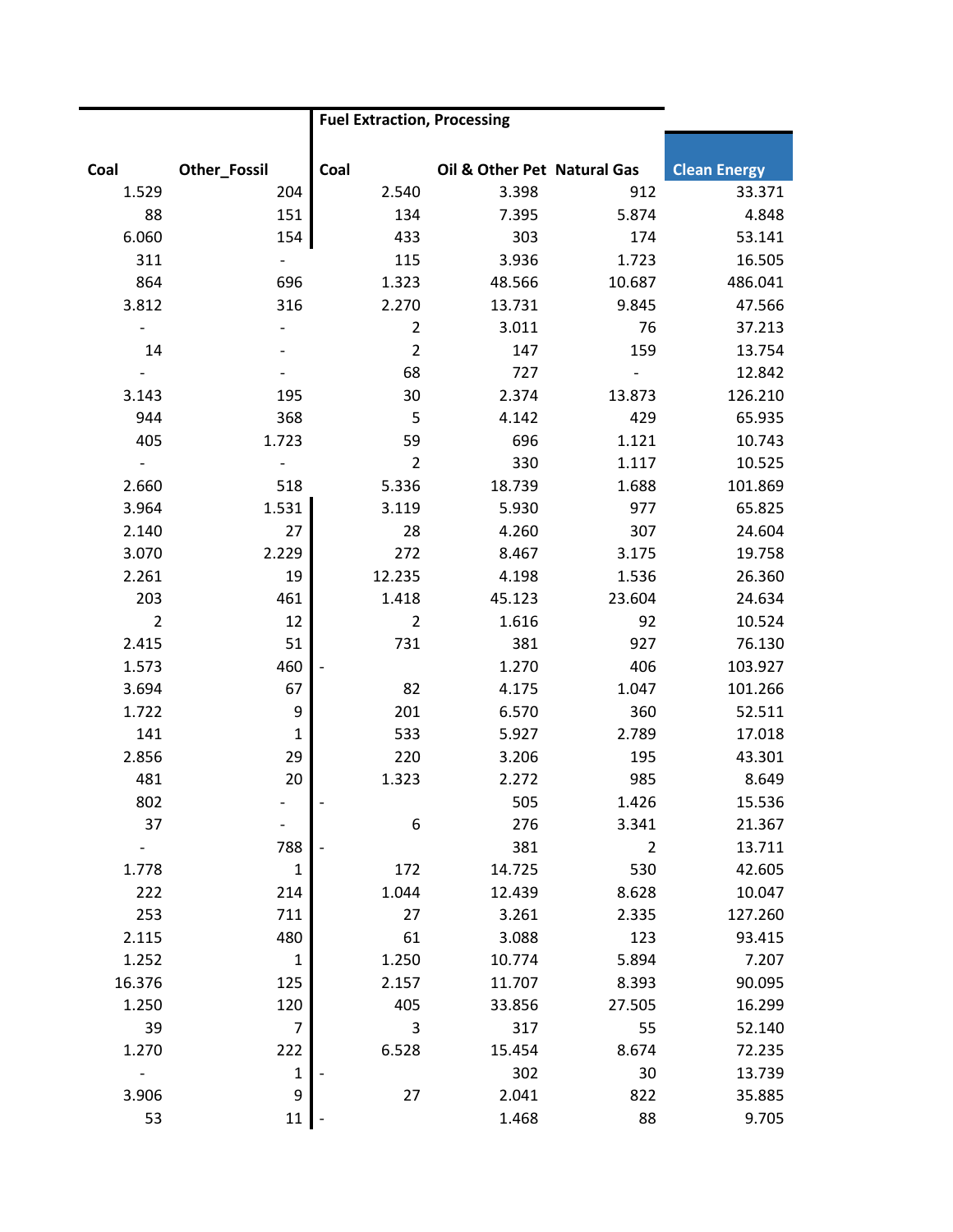| Coal | Other_Fossil | Fuel Extraction, Processing | | | Clean Energy |
|---|---|---|---|---|---|
| | | Coal | Oil & Other Pet | Natural Gas | |
| 1.529 | 204 | 2.540 | 3.398 | 912 | 33.371 |
| 88 | 151 | 134 | 7.395 | 5.874 | 4.848 |
| 6.060 | 154 | 433 | 303 | 174 | 53.141 |
| 311 | - | 115 | 3.936 | 1.723 | 16.505 |
| 864 | 696 | 1.323 | 48.566 | 10.687 | 486.041 |
| 3.812 | 316 | 2.270 | 13.731 | 9.845 | 47.566 |
| - | - | 2 | 3.011 | 76 | 37.213 |
| 14 | - | 2 | 147 | 159 | 13.754 |
| - | - | 68 | 727 | - | 12.842 |
| 3.143 | 195 | 30 | 2.374 | 13.873 | 126.210 |
| 944 | 368 | 5 | 4.142 | 429 | 65.935 |
| 405 | 1.723 | 59 | 696 | 1.121 | 10.743 |
| - | - | 2 | 330 | 1.117 | 10.525 |
| 2.660 | 518 | 5.336 | 18.739 | 1.688 | 101.869 |
| 3.964 | 1.531 | 3.119 | 5.930 | 977 | 65.825 |
| 2.140 | 27 | 28 | 4.260 | 307 | 24.604 |
| 3.070 | 2.229 | 272 | 8.467 | 3.175 | 19.758 |
| 2.261 | 19 | 12.235 | 4.198 | 1.536 | 26.360 |
| 203 | 461 | 1.418 | 45.123 | 23.604 | 24.634 |
| 2 | 12 | 2 | 1.616 | 92 | 10.524 |
| 2.415 | 51 | 731 | 381 | 927 | 76.130 |
| 1.573 | 460 | - | 1.270 | 406 | 103.927 |
| 3.694 | 67 | 82 | 4.175 | 1.047 | 101.266 |
| 1.722 | 9 | 201 | 6.570 | 360 | 52.511 |
| 141 | 1 | 533 | 5.927 | 2.789 | 17.018 |
| 2.856 | 29 | 220 | 3.206 | 195 | 43.301 |
| 481 | 20 | 1.323 | 2.272 | 985 | 8.649 |
| 802 | - | - | 505 | 1.426 | 15.536 |
| 37 | - | 6 | 276 | 3.341 | 21.367 |
| - | 788 | - | 381 | 2 | 13.711 |
| 1.778 | 1 | 172 | 14.725 | 530 | 42.605 |
| 222 | 214 | 1.044 | 12.439 | 8.628 | 10.047 |
| 253 | 711 | 27 | 3.261 | 2.335 | 127.260 |
| 2.115 | 480 | 61 | 3.088 | 123 | 93.415 |
| 1.252 | 1 | 1.250 | 10.774 | 5.894 | 7.207 |
| 16.376 | 125 | 2.157 | 11.707 | 8.393 | 90.095 |
| 1.250 | 120 | 405 | 33.856 | 27.505 | 16.299 |
| 39 | 7 | 3 | 317 | 55 | 52.140 |
| 1.270 | 222 | 6.528 | 15.454 | 8.674 | 72.235 |
| - | 1 | - | 302 | 30 | 13.739 |
| 3.906 | 9 | 27 | 2.041 | 822 | 35.885 |
| 53 | 11 | - | 1.468 | 88 | 9.705 |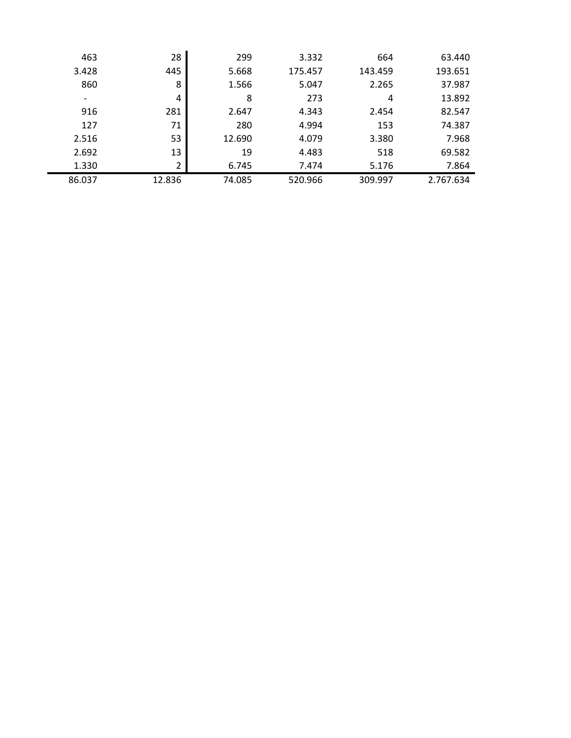| | | | | | |
|---|---|---|---|---|---|
| 463 | 28 | 299 | 3.332 | 664 | 63.440 |
| 3.428 | 445 | 5.668 | 175.457 | 143.459 | 193.651 |
| 860 | 8 | 1.566 | 5.047 | 2.265 | 37.987 |
| - | 4 | 8 | 273 | 4 | 13.892 |
| 916 | 281 | 2.647 | 4.343 | 2.454 | 82.547 |
| 127 | 71 | 280 | 4.994 | 153 | 74.387 |
| 2.516 | 53 | 12.690 | 4.079 | 3.380 | 7.968 |
| 2.692 | 13 | 19 | 4.483 | 518 | 69.582 |
| 1.330 | 2 | 6.745 | 7.474 | 5.176 | 7.864 |
| 86.037 | 12.836 | 74.085 | 520.966 | 309.997 | 2.767.634 |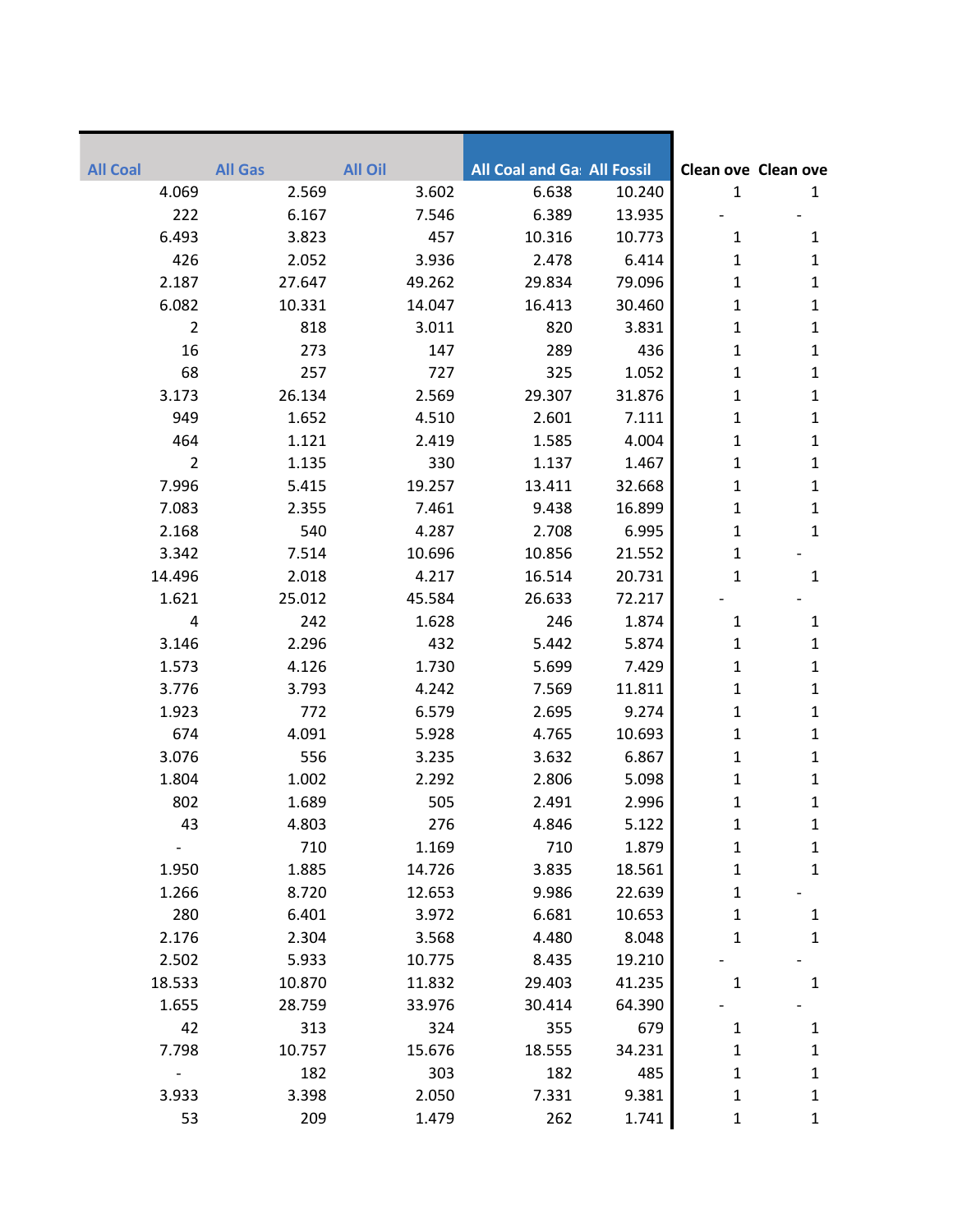| All Coal | All Gas | All Oil | All Coal and Ga | All Fossil | Clean ove | Clean ove |
|---|---|---|---|---|---|---|
| 4.069 | 2.569 | 3.602 | 6.638 | 10.240 | 1 | 1 |
| 222 | 6.167 | 7.546 | 6.389 | 13.935 | - | - |
| 6.493 | 3.823 | 457 | 10.316 | 10.773 | 1 | 1 |
| 426 | 2.052 | 3.936 | 2.478 | 6.414 | 1 | 1 |
| 2.187 | 27.647 | 49.262 | 29.834 | 79.096 | 1 | 1 |
| 6.082 | 10.331 | 14.047 | 16.413 | 30.460 | 1 | 1 |
| 2 | 818 | 3.011 | 820 | 3.831 | 1 | 1 |
| 16 | 273 | 147 | 289 | 436 | 1 | 1 |
| 68 | 257 | 727 | 325 | 1.052 | 1 | 1 |
| 3.173 | 26.134 | 2.569 | 29.307 | 31.876 | 1 | 1 |
| 949 | 1.652 | 4.510 | 2.601 | 7.111 | 1 | 1 |
| 464 | 1.121 | 2.419 | 1.585 | 4.004 | 1 | 1 |
| 2 | 1.135 | 330 | 1.137 | 1.467 | 1 | 1 |
| 7.996 | 5.415 | 19.257 | 13.411 | 32.668 | 1 | 1 |
| 7.083 | 2.355 | 7.461 | 9.438 | 16.899 | 1 | 1 |
| 2.168 | 540 | 4.287 | 2.708 | 6.995 | 1 | 1 |
| 3.342 | 7.514 | 10.696 | 10.856 | 21.552 | 1 | - |
| 14.496 | 2.018 | 4.217 | 16.514 | 20.731 | 1 | 1 |
| 1.621 | 25.012 | 45.584 | 26.633 | 72.217 | - | - |
| 4 | 242 | 1.628 | 246 | 1.874 | 1 | 1 |
| 3.146 | 2.296 | 432 | 5.442 | 5.874 | 1 | 1 |
| 1.573 | 4.126 | 1.730 | 5.699 | 7.429 | 1 | 1 |
| 3.776 | 3.793 | 4.242 | 7.569 | 11.811 | 1 | 1 |
| 1.923 | 772 | 6.579 | 2.695 | 9.274 | 1 | 1 |
| 674 | 4.091 | 5.928 | 4.765 | 10.693 | 1 | 1 |
| 3.076 | 556 | 3.235 | 3.632 | 6.867 | 1 | 1 |
| 1.804 | 1.002 | 2.292 | 2.806 | 5.098 | 1 | 1 |
| 802 | 1.689 | 505 | 2.491 | 2.996 | 1 | 1 |
| 43 | 4.803 | 276 | 4.846 | 5.122 | 1 | 1 |
| - | 710 | 1.169 | 710 | 1.879 | 1 | 1 |
| 1.950 | 1.885 | 14.726 | 3.835 | 18.561 | 1 | 1 |
| 1.266 | 8.720 | 12.653 | 9.986 | 22.639 | 1 | - |
| 280 | 6.401 | 3.972 | 6.681 | 10.653 | 1 | 1 |
| 2.176 | 2.304 | 3.568 | 4.480 | 8.048 | 1 | 1 |
| 2.502 | 5.933 | 10.775 | 8.435 | 19.210 | - | - |
| 18.533 | 10.870 | 11.832 | 29.403 | 41.235 | 1 | 1 |
| 1.655 | 28.759 | 33.976 | 30.414 | 64.390 | - | - |
| 42 | 313 | 324 | 355 | 679 | 1 | 1 |
| 7.798 | 10.757 | 15.676 | 18.555 | 34.231 | 1 | 1 |
| - | 182 | 303 | 182 | 485 | 1 | 1 |
| 3.933 | 3.398 | 2.050 | 7.331 | 9.381 | 1 | 1 |
| 53 | 209 | 1.479 | 262 | 1.741 | 1 | 1 |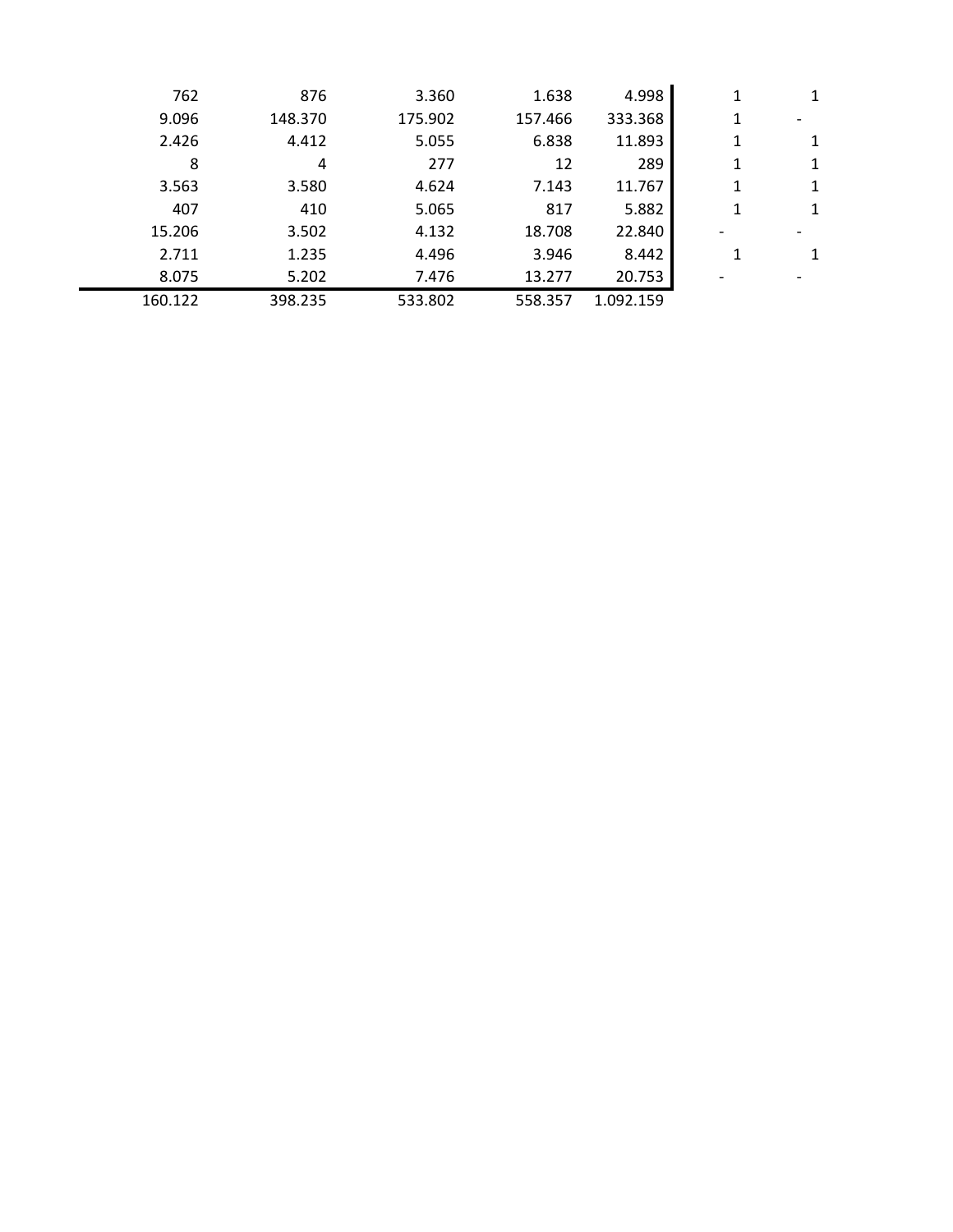| | | | | | | |
|---|---|---|---|---|---|---|
| 762 | 876 | 3.360 | 1.638 | 4.998 | 1 | 1 |
| 9.096 | 148.370 | 175.902 | 157.466 | 333.368 | 1 | - |
| 2.426 | 4.412 | 5.055 | 6.838 | 11.893 | 1 | 1 |
| 8 | 4 | 277 | 12 | 289 | 1 | 1 |
| 3.563 | 3.580 | 4.624 | 7.143 | 11.767 | 1 | 1 |
| 407 | 410 | 5.065 | 817 | 5.882 | 1 | 1 |
| 15.206 | 3.502 | 4.132 | 18.708 | 22.840 | - | - |
| 2.711 | 1.235 | 4.496 | 3.946 | 8.442 | 1 | 1 |
| 8.075 | 5.202 | 7.476 | 13.277 | 20.753 | - | - |
| 160.122 | 398.235 | 533.802 | 558.357 | 1.092.159 | | |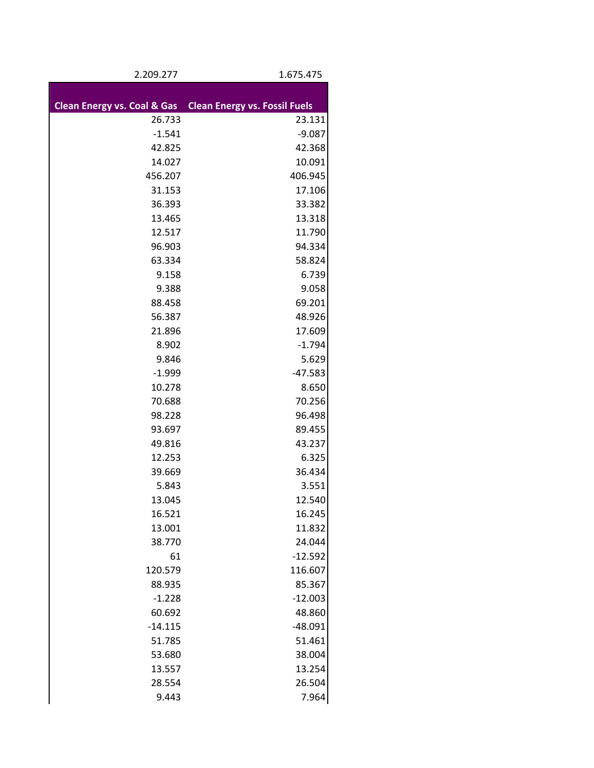| 2.209.277 | 1.675.475 |
| --- | --- |
| **Clean Energy vs. Coal & Gas** | **Clean Energy vs. Fossil Fuels** |
| 26.733 | 23.131 |
| -1.541 | -9.087 |
| 42.825 | 42.368 |
| 14.027 | 10.091 |
| 456.207 | 406.945 |
| 31.153 | 17.106 |
| 36.393 | 33.382 |
| 13.465 | 13.318 |
| 12.517 | 11.790 |
| 96.903 | 94.334 |
| 63.334 | 58.824 |
| 9.158 | 6.739 |
| 9.388 | 9.058 |
| 88.458 | 69.201 |
| 56.387 | 48.926 |
| 21.896 | 17.609 |
| 8.902 | -1.794 |
| 9.846 | 5.629 |
| -1.999 | -47.583 |
| 10.278 | 8.650 |
| 70.688 | 70.256 |
| 98.228 | 96.498 |
| 93.697 | 89.455 |
| 49.816 | 43.237 |
| 12.253 | 6.325 |
| 39.669 | 36.434 |
| 5.843 | 3.551 |
| 13.045 | 12.540 |
| 16.521 | 16.245 |
| 13.001 | 11.832 |
| 38.770 | 24.044 |
| 61 | -12.592 |
| 120.579 | 116.607 |
| 88.935 | 85.367 |
| -1.228 | -12.003 |
| 60.692 | 48.860 |
| -14.115 | -48.091 |
| 51.785 | 51.461 |
| 53.680 | 38.004 |
| 13.557 | 13.254 |
| 28.554 | 26.504 |
| 9.443 | 7.964 |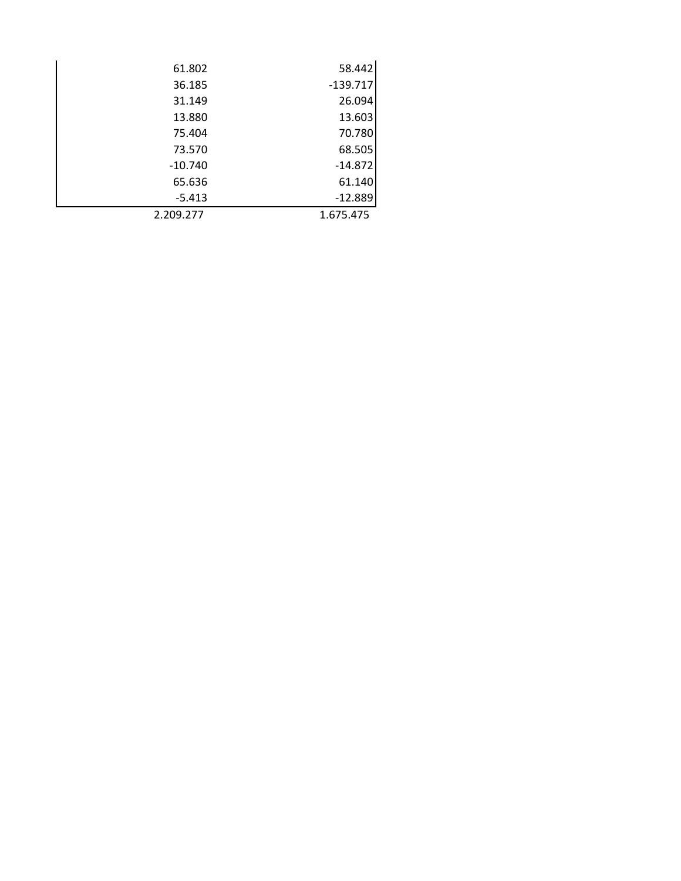| | |
|---|---|
| 61.802 | 58.442 |
| 36.185 | -139.717 |
| 31.149 | 26.094 |
| 13.880 | 13.603 |
| 75.404 | 70.780 |
| 73.570 | 68.505 |
| -10.740 | -14.872 |
| 65.636 | 61.140 |
| -5.413 | -12.889 |
| 2.209.277 | 1.675.475 |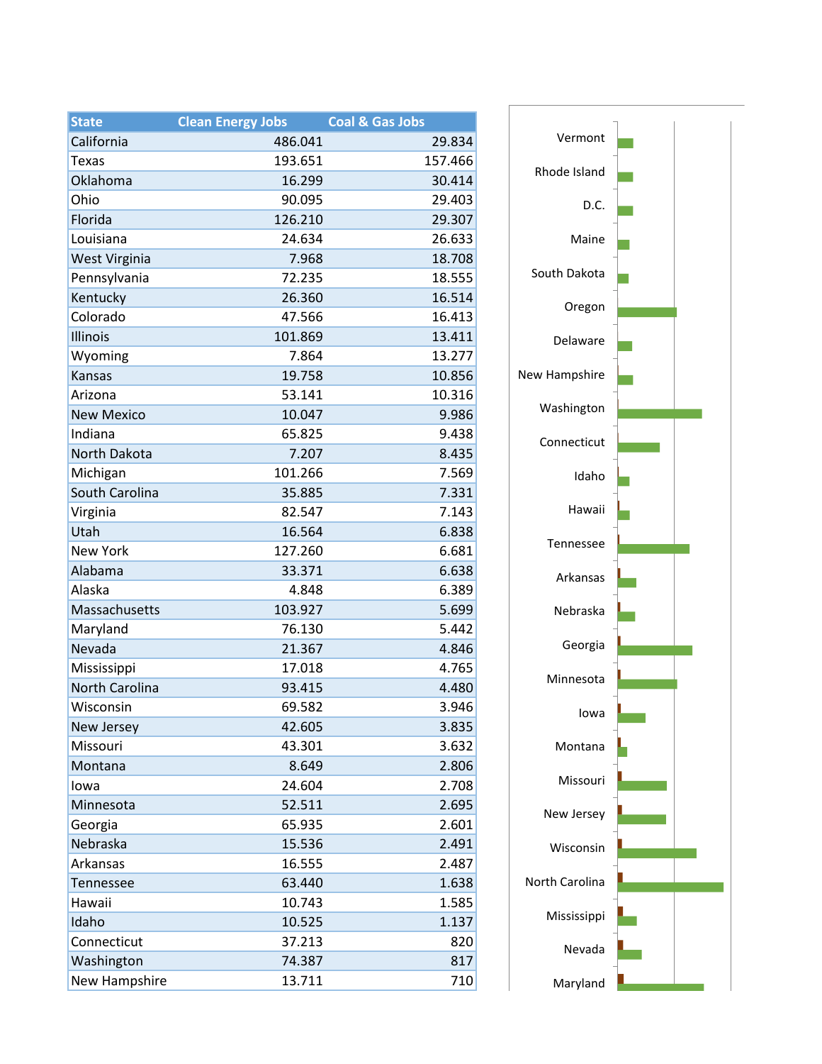| State | Clean Energy Jobs | Coal & Gas Jobs |
|---|---|---|
| California | 486.041 | 29.834 |
| Texas | 193.651 | 157.466 |
| Oklahoma | 16.299 | 30.414 |
| Ohio | 90.095 | 29.403 |
| Florida | 126.210 | 29.307 |
| Louisiana | 24.634 | 26.633 |
| West Virginia | 7.968 | 18.708 |
| Pennsylvania | 72.235 | 18.555 |
| Kentucky | 26.360 | 16.514 |
| Colorado | 47.566 | 16.413 |
| Illinois | 101.869 | 13.411 |
| Wyoming | 7.864 | 13.277 |
| Kansas | 19.758 | 10.856 |
| Arizona | 53.141 | 10.316 |
| New Mexico | 10.047 | 9.986 |
| Indiana | 65.825 | 9.438 |
| North Dakota | 7.207 | 8.435 |
| Michigan | 101.266 | 7.569 |
| South Carolina | 35.885 | 7.331 |
| Virginia | 82.547 | 7.143 |
| Utah | 16.564 | 6.838 |
| New York | 127.260 | 6.681 |
| Alabama | 33.371 | 6.638 |
| Alaska | 4.848 | 6.389 |
| Massachusetts | 103.927 | 5.699 |
| Maryland | 76.130 | 5.442 |
| Nevada | 21.367 | 4.846 |
| Mississippi | 17.018 | 4.765 |
| North Carolina | 93.415 | 4.480 |
| Wisconsin | 69.582 | 3.946 |
| New Jersey | 42.605 | 3.835 |
| Missouri | 43.301 | 3.632 |
| Montana | 8.649 | 2.806 |
| Iowa | 24.604 | 2.708 |
| Minnesota | 52.511 | 2.695 |
| Georgia | 65.935 | 2.601 |
| Nebraska | 15.536 | 2.491 |
| Arkansas | 16.555 | 2.487 |
| Tennessee | 63.440 | 1.638 |
| Hawaii | 10.743 | 1.585 |
| Idaho | 10.525 | 1.137 |
| Connecticut | 37.213 | 820 |
| Washington | 74.387 | 817 |
| New Hampshire | 13.711 | 710 |

Vermont
Rhode Island
D.C.
Maine
South Dakota
Oregon
Delaware
New Hampshire
Washington
Connecticut
Idaho
Hawaii
Tennessee
Arkansas
Nebraska
Georgia
Minnesota
Iowa
Montana
Missouri
New Jersey
Wisconsin
North Carolina
Mississippi
Nevada
Maryland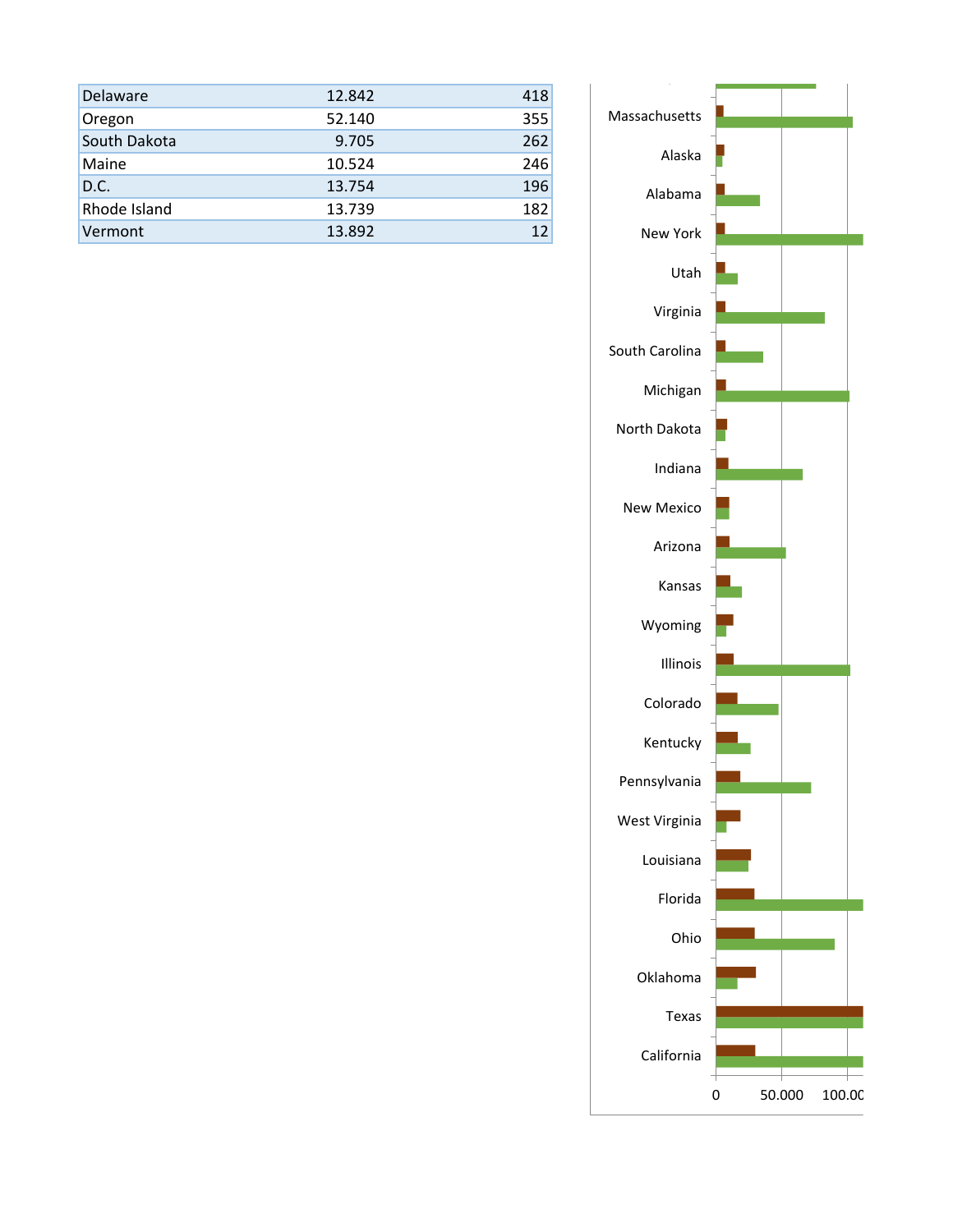| Delaware | 12.842 | 418 |
|---|---|---|
| Oregon | 52.140 | 355 |
| South Dakota | 9.705 | 262 |
| Maine | 10.524 | 246 |
| D.C. | 13.754 | 196 |
| Rhode Island | 13.739 | 182 |
| Vermont | 13.892 | 12 |

Massachusetts
Alaska
Alabama
New York
Utah
Virginia
South Carolina
Michigan
North Dakota
Indiana
New Mexico
Arizona
Kansas
Wyoming
Illinois
Colorado
Kentucky
Pennsylvania
West Virginia
Louisiana
Florida
Ohio
Oklahoma
Texas
California

0 50.000 100.00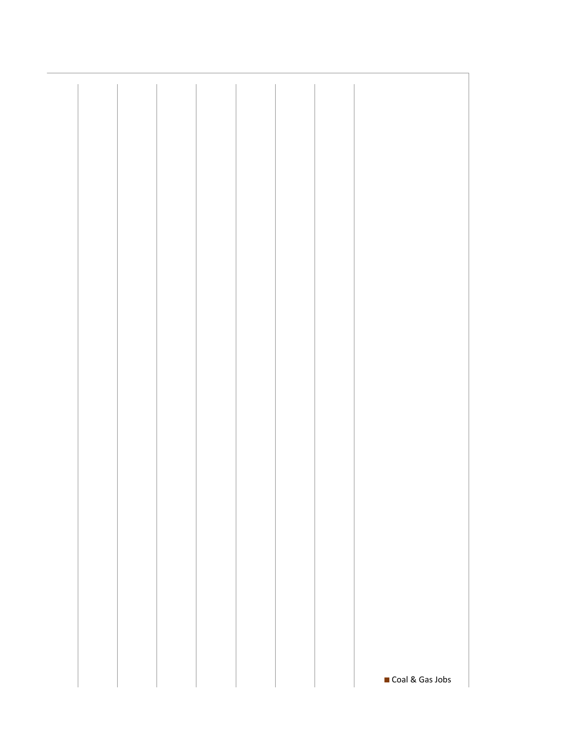Coal & Gas Jobs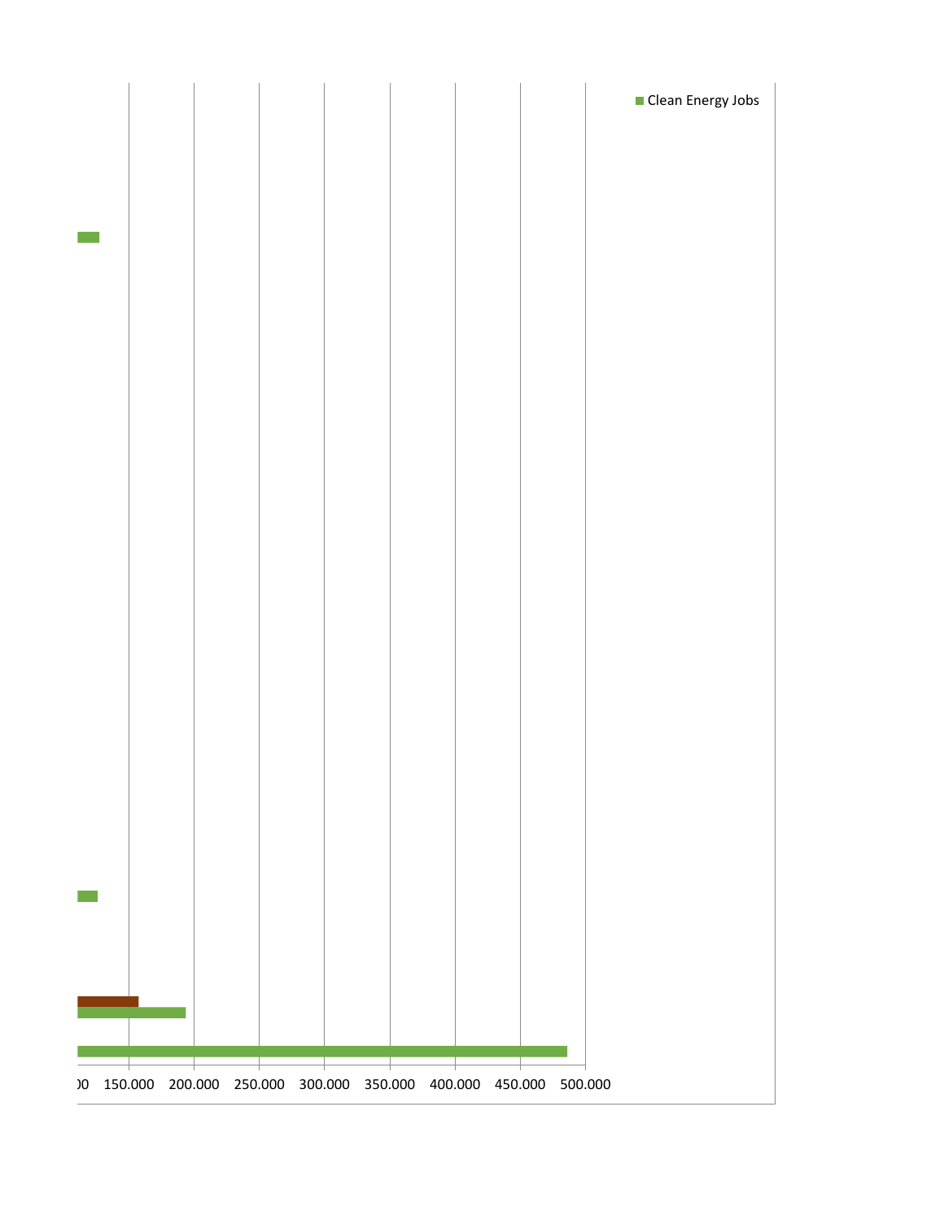Clean Energy Jobs

)0 150.000 200.000 250.000 300.000 350.000 400.000 450.000 500.000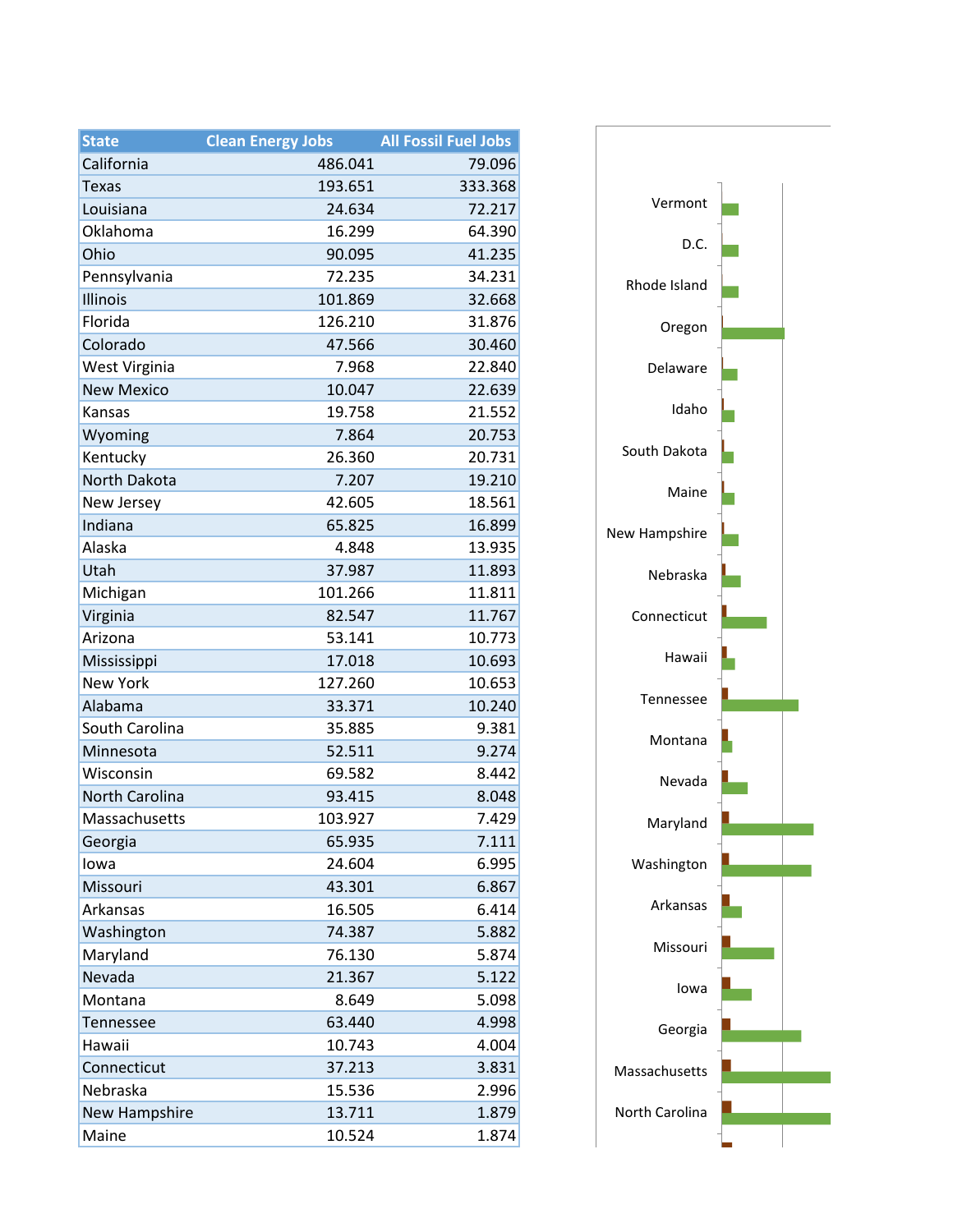| State | Clean Energy Jobs | All Fossil Fuel Jobs |
|---|---|---|
| California | 486.041 | 79.096 |
| Texas | 193.651 | 333.368 |
| Louisiana | 24.634 | 72.217 |
| Oklahoma | 16.299 | 64.390 |
| Ohio | 90.095 | 41.235 |
| Pennsylvania | 72.235 | 34.231 |
| Illinois | 101.869 | 32.668 |
| Florida | 126.210 | 31.876 |
| Colorado | 47.566 | 30.460 |
| West Virginia | 7.968 | 22.840 |
| New Mexico | 10.047 | 22.639 |
| Kansas | 19.758 | 21.552 |
| Wyoming | 7.864 | 20.753 |
| Kentucky | 26.360 | 20.731 |
| North Dakota | 7.207 | 19.210 |
| New Jersey | 42.605 | 18.561 |
| Indiana | 65.825 | 16.899 |
| Alaska | 4.848 | 13.935 |
| Utah | 37.987 | 11.893 |
| Michigan | 101.266 | 11.811 |
| Virginia | 82.547 | 11.767 |
| Arizona | 53.141 | 10.773 |
| Mississippi | 17.018 | 10.693 |
| New York | 127.260 | 10.653 |
| Alabama | 33.371 | 10.240 |
| South Carolina | 35.885 | 9.381 |
| Minnesota | 52.511 | 9.274 |
| Wisconsin | 69.582 | 8.442 |
| North Carolina | 93.415 | 8.048 |
| Massachusetts | 103.927 | 7.429 |
| Georgia | 65.935 | 7.111 |
| Iowa | 24.604 | 6.995 |
| Missouri | 43.301 | 6.867 |
| Arkansas | 16.505 | 6.414 |
| Washington | 74.387 | 5.882 |
| Maryland | 76.130 | 5.874 |
| Nevada | 21.367 | 5.122 |
| Montana | 8.649 | 5.098 |
| Tennessee | 63.440 | 4.998 |
| Hawaii | 10.743 | 4.004 |
| Connecticut | 37.213 | 3.831 |
| Nebraska | 15.536 | 2.996 |
| New Hampshire | 13.711 | 1.879 |
| Maine | 10.524 | 1.874 |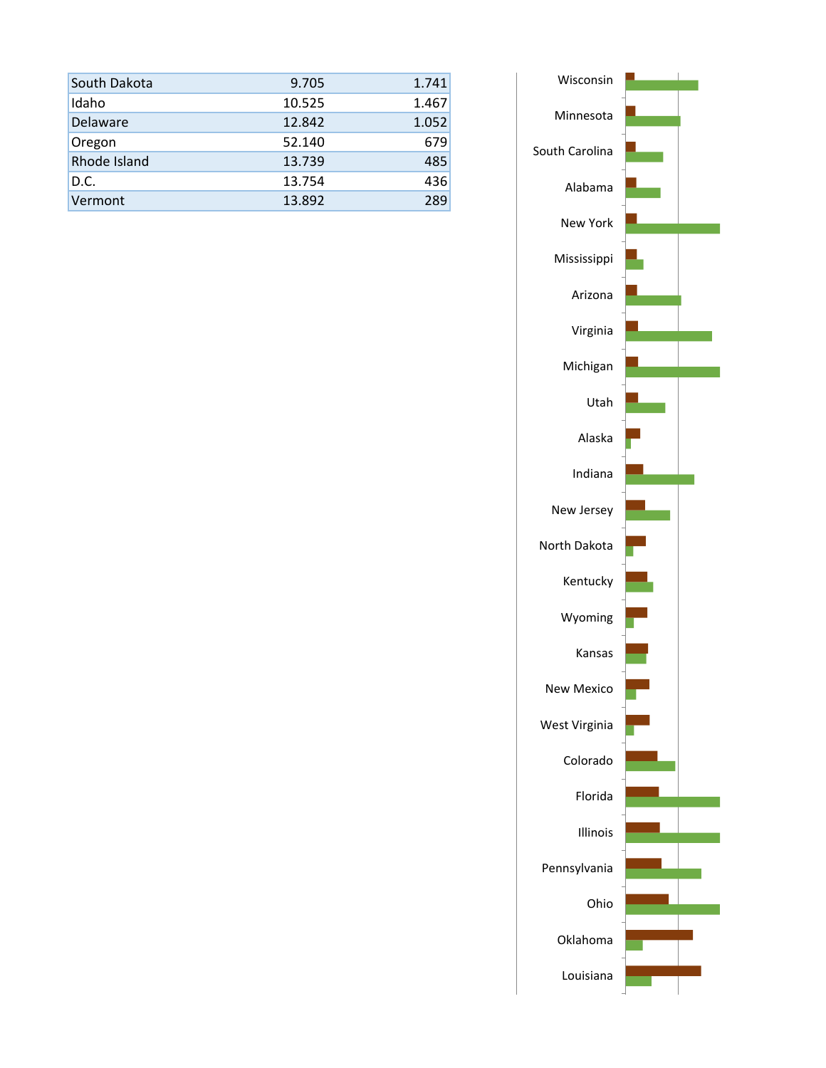| South Dakota | 9.705 | 1.741 |
|---|---|---|
| Idaho | 10.525 | 1.467 |
| Delaware | 12.842 | 1.052 |
| Oregon | 52.140 | 679 |
| Rhode Island | 13.739 | 485 |
| D.C. | 13.754 | 436 |
| Vermont | 13.892 | 289 |

Wisconsin

Minnesota

South Carolina

Alabama

New York

Mississippi

Arizona

Virginia

Michigan

Utah

Alaska

Indiana

New Jersey

North Dakota

Kentucky

Wyoming

Kansas

New Mexico

West Virginia

Colorado

Florida

Illinois

Pennsylvania

Ohio

Oklahoma

Louisiana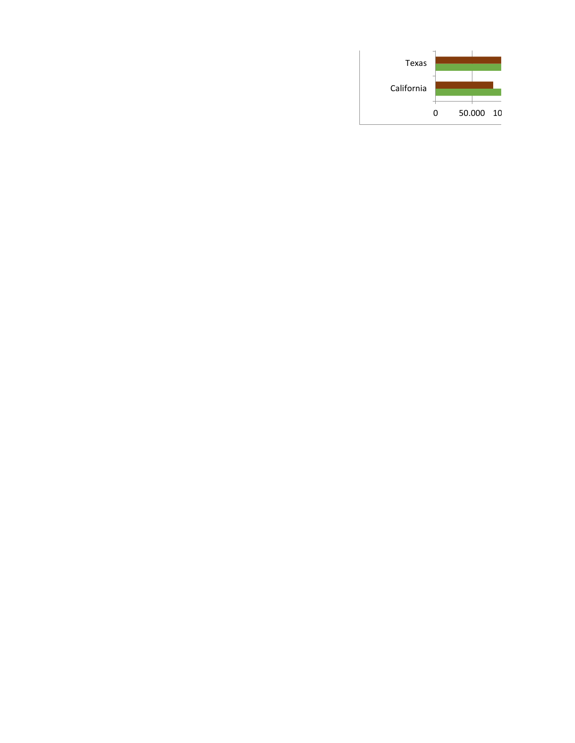Texas

California

0 50.000 10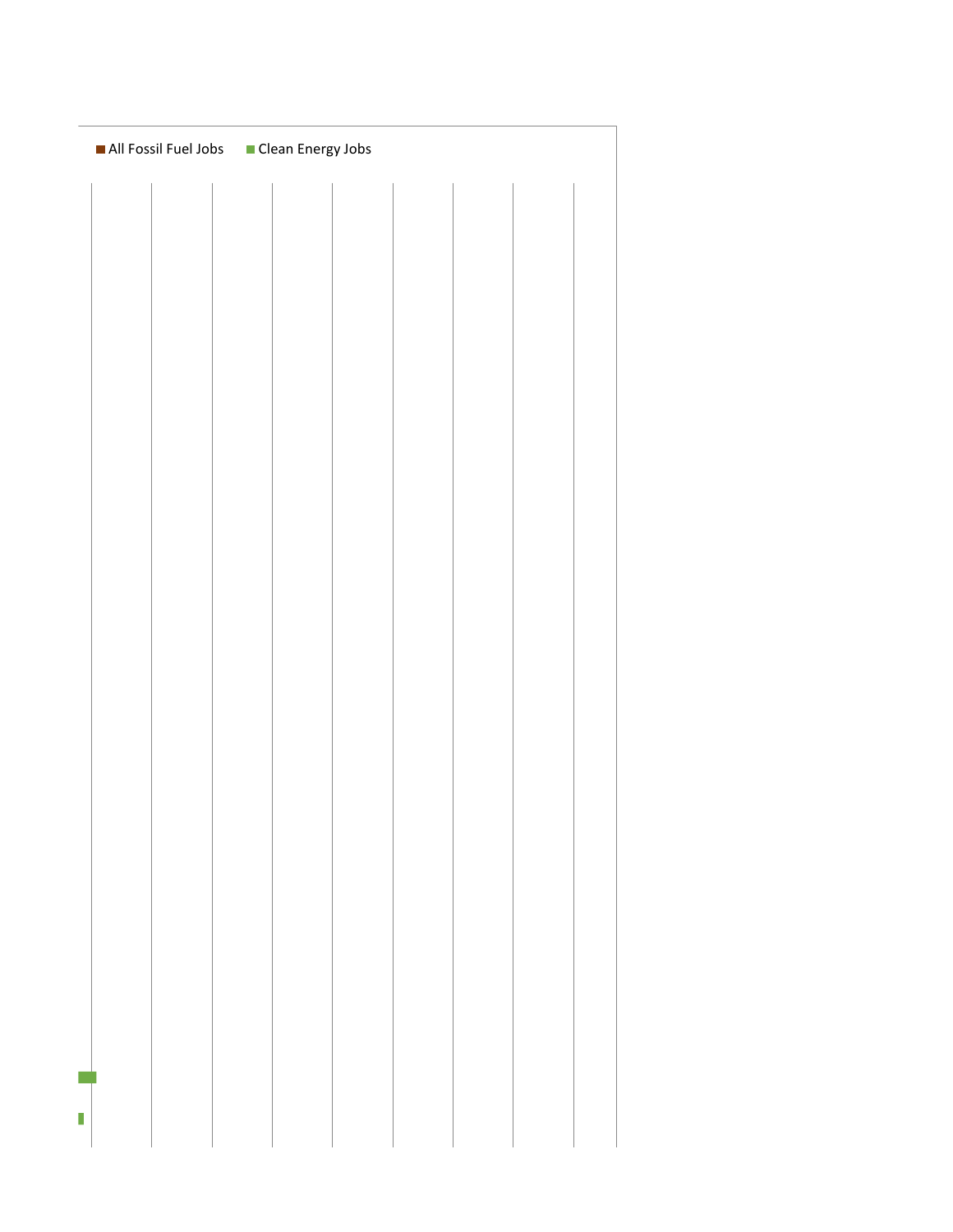All Fossil Fuel Jobs   Clean Energy Jobs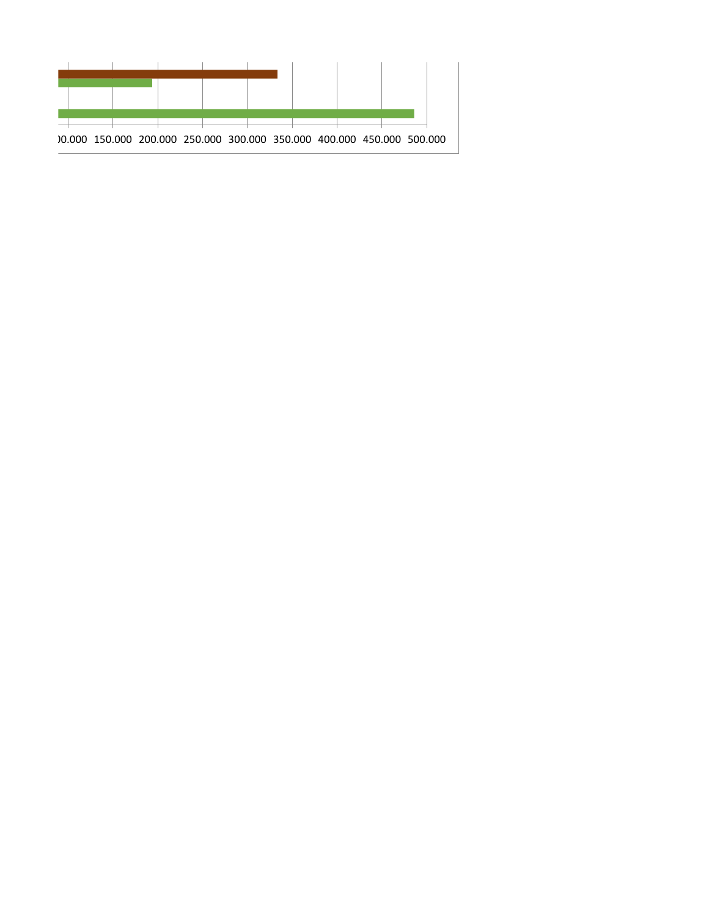)0.000 150.000 200.000 250.000 300.000 350.000 400.000 450.000 500.000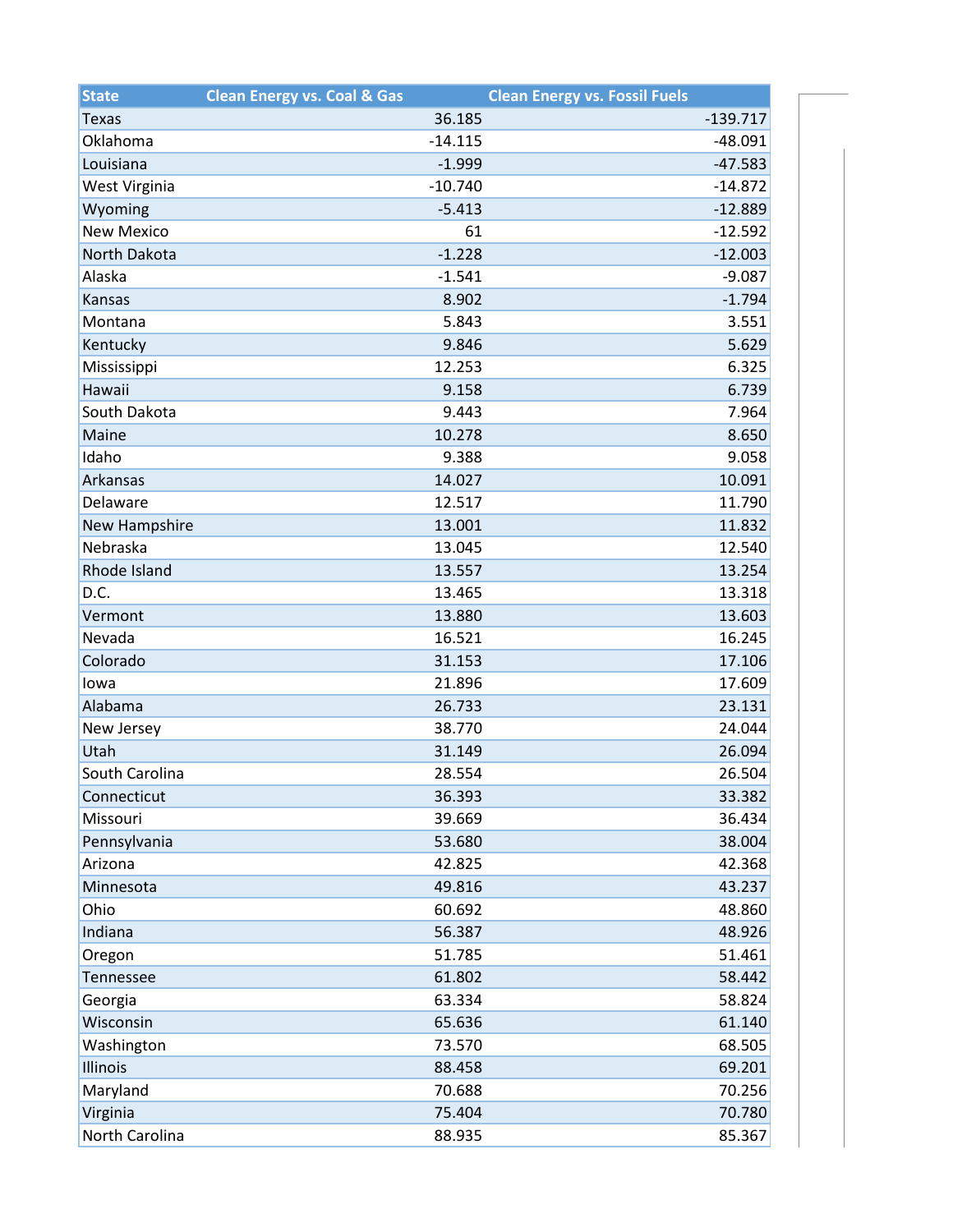| State | Clean Energy vs. Coal & Gas | Clean Energy vs. Fossil Fuels |
|---|---|---|
| Texas | 36.185 | -139.717 |
| Oklahoma | -14.115 | -48.091 |
| Louisiana | -1.999 | -47.583 |
| West Virginia | -10.740 | -14.872 |
| Wyoming | -5.413 | -12.889 |
| New Mexico | 61 | -12.592 |
| North Dakota | -1.228 | -12.003 |
| Alaska | -1.541 | -9.087 |
| Kansas | 8.902 | -1.794 |
| Montana | 5.843 | 3.551 |
| Kentucky | 9.846 | 5.629 |
| Mississippi | 12.253 | 6.325 |
| Hawaii | 9.158 | 6.739 |
| South Dakota | 9.443 | 7.964 |
| Maine | 10.278 | 8.650 |
| Idaho | 9.388 | 9.058 |
| Arkansas | 14.027 | 10.091 |
| Delaware | 12.517 | 11.790 |
| New Hampshire | 13.001 | 11.832 |
| Nebraska | 13.045 | 12.540 |
| Rhode Island | 13.557 | 13.254 |
| D.C. | 13.465 | 13.318 |
| Vermont | 13.880 | 13.603 |
| Nevada | 16.521 | 16.245 |
| Colorado | 31.153 | 17.106 |
| Iowa | 21.896 | 17.609 |
| Alabama | 26.733 | 23.131 |
| New Jersey | 38.770 | 24.044 |
| Utah | 31.149 | 26.094 |
| South Carolina | 28.554 | 26.504 |
| Connecticut | 36.393 | 33.382 |
| Missouri | 39.669 | 36.434 |
| Pennsylvania | 53.680 | 38.004 |
| Arizona | 42.825 | 42.368 |
| Minnesota | 49.816 | 43.237 |
| Ohio | 60.692 | 48.860 |
| Indiana | 56.387 | 48.926 |
| Oregon | 51.785 | 51.461 |
| Tennessee | 61.802 | 58.442 |
| Georgia | 63.334 | 58.824 |
| Wisconsin | 65.636 | 61.140 |
| Washington | 73.570 | 68.505 |
| Illinois | 88.458 | 69.201 |
| Maryland | 70.688 | 70.256 |
| Virginia | 75.404 | 70.780 |
| North Carolina | 88.935 | 85.367 |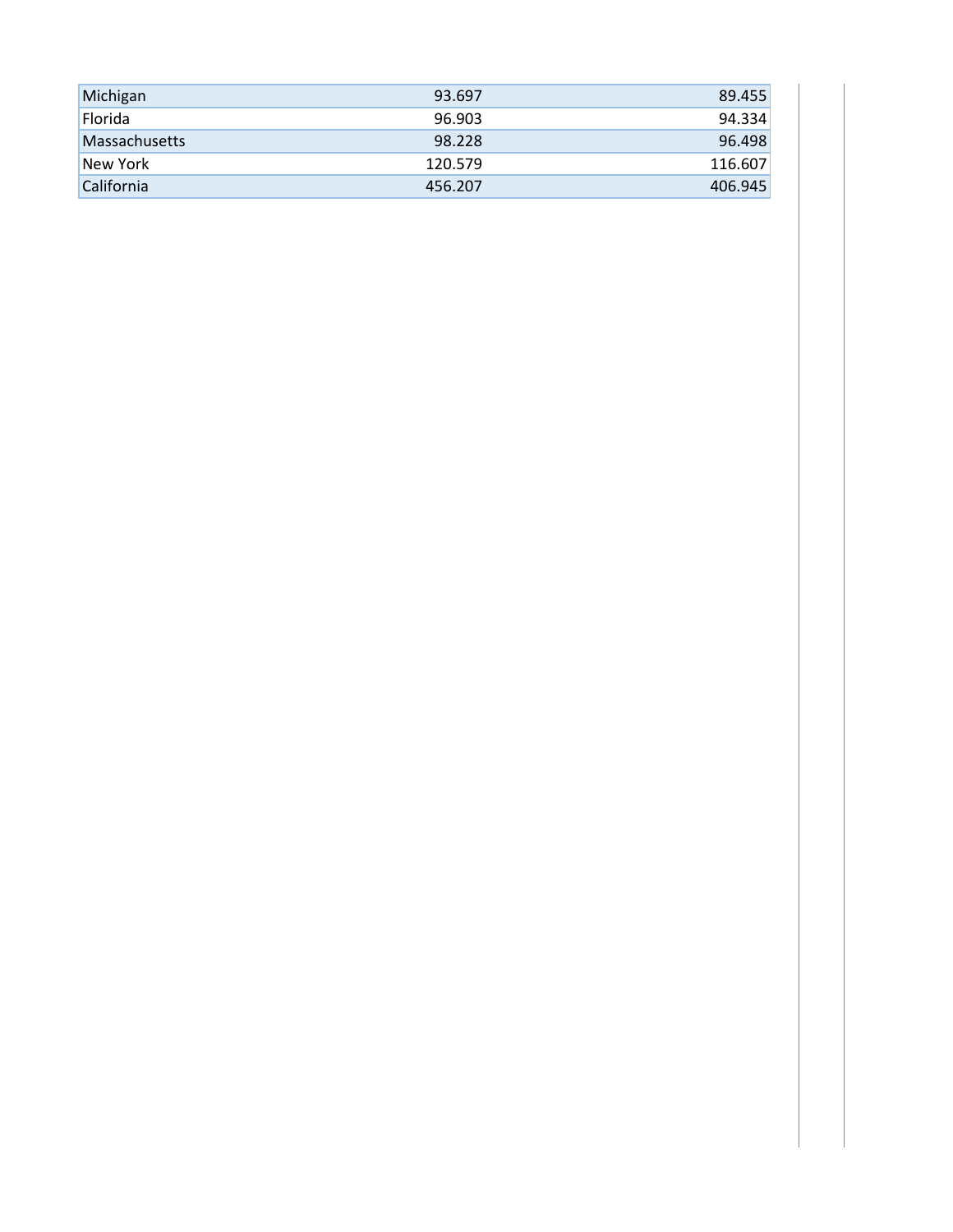| | | |
|---|---|---|
| Michigan | 93.697 | 89.455 |
| Florida | 96.903 | 94.334 |
| Massachusetts | 98.228 | 96.498 |
| New York | 120.579 | 116.607 |
| California | 456.207 | 406.945 |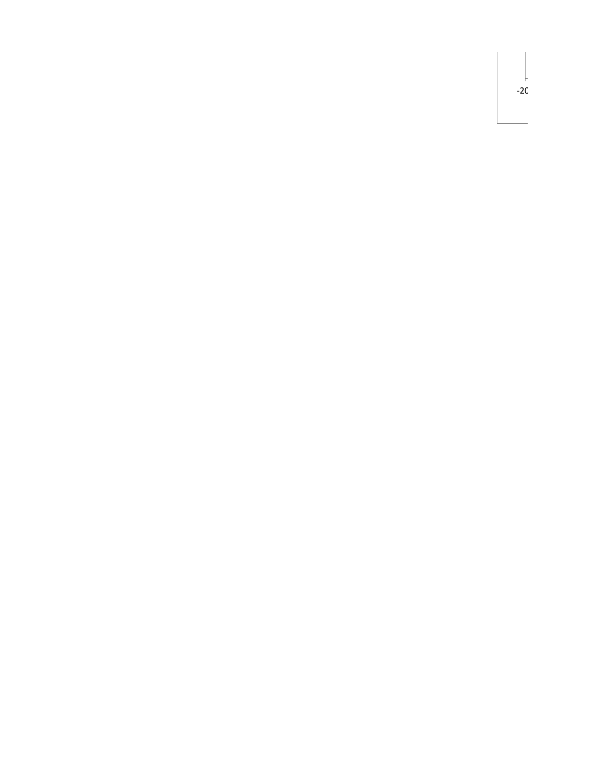-20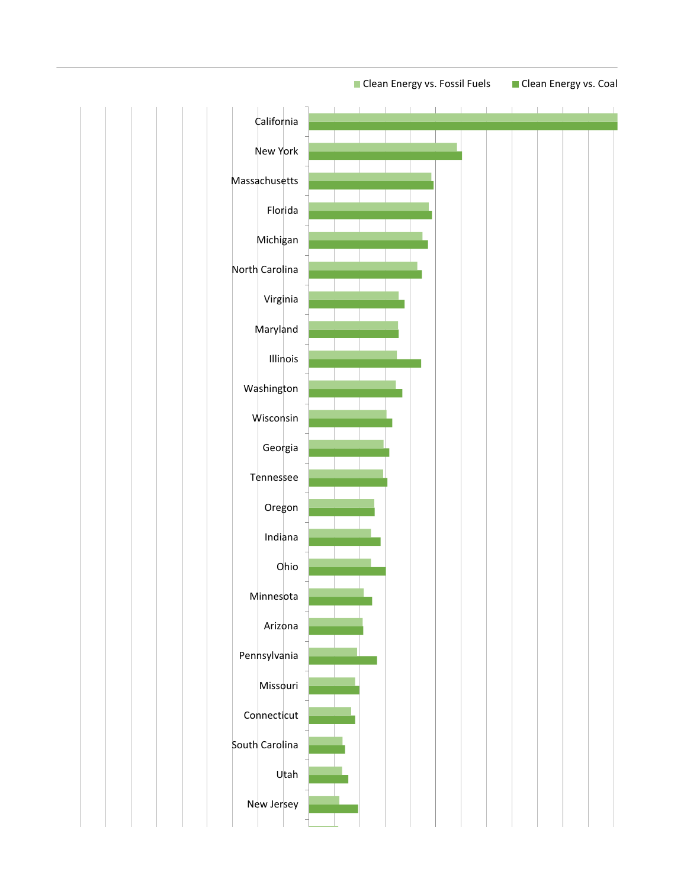Clean Energy vs. Fossil Fuels | Clean Energy vs. Coal

California
New York
Massachusetts
Florida
Michigan
North Carolina
Virginia
Maryland
Illinois
Washington
Wisconsin
Georgia
Tennessee
Oregon
Indiana
Ohio
Minnesota
Arizona
Pennsylvania
Missouri
Connecticut
South Carolina
Utah
New Jersey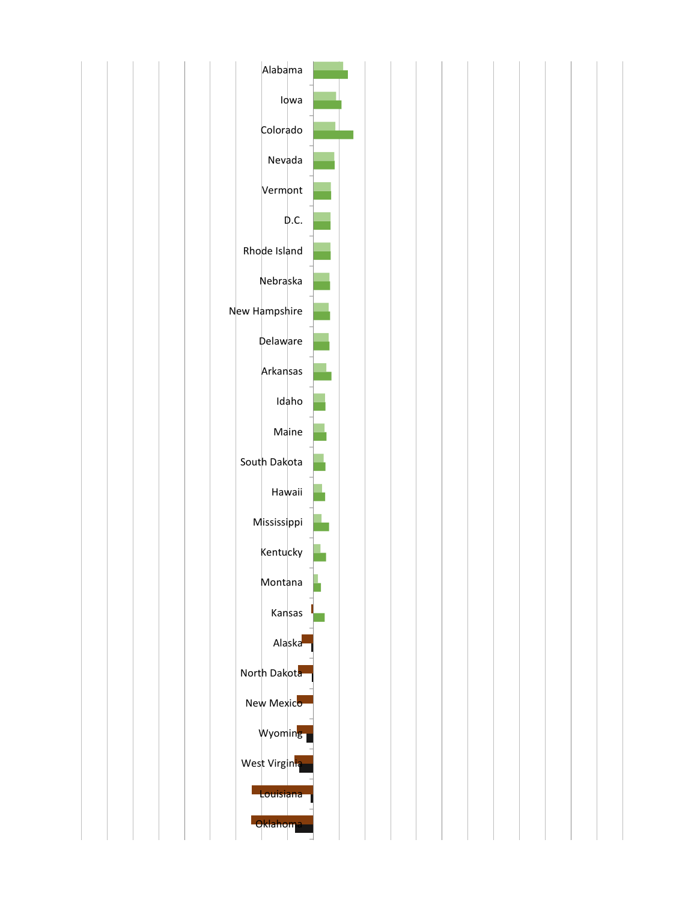Alabama

Iowa

Colorado

Nevada

Vermont

D.C.

Rhode Island

Nebraska

New Hampshire

Delaware

Arkansas

Idaho

Maine

South Dakota

Hawaii

Mississippi

Kentucky

Montana

Kansas

Alaska

North Dakota

New Mexico

Wyoming

West Virginia

Louisiana

Oklahoma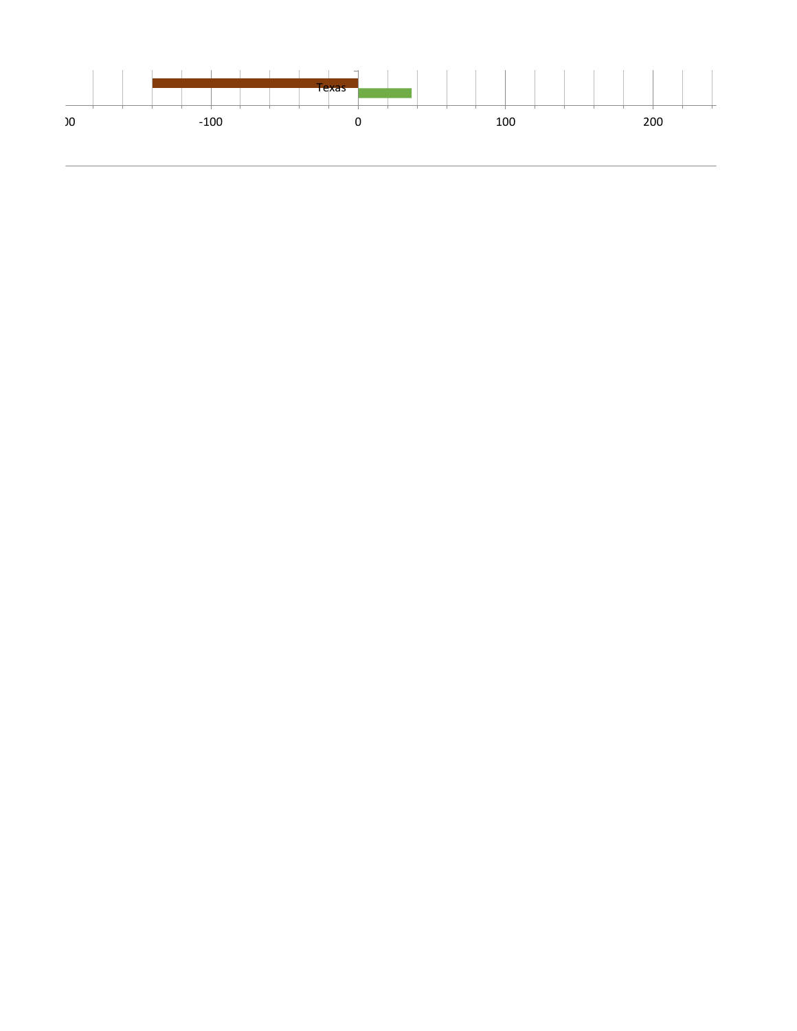Texas

)0 -100 0 100 200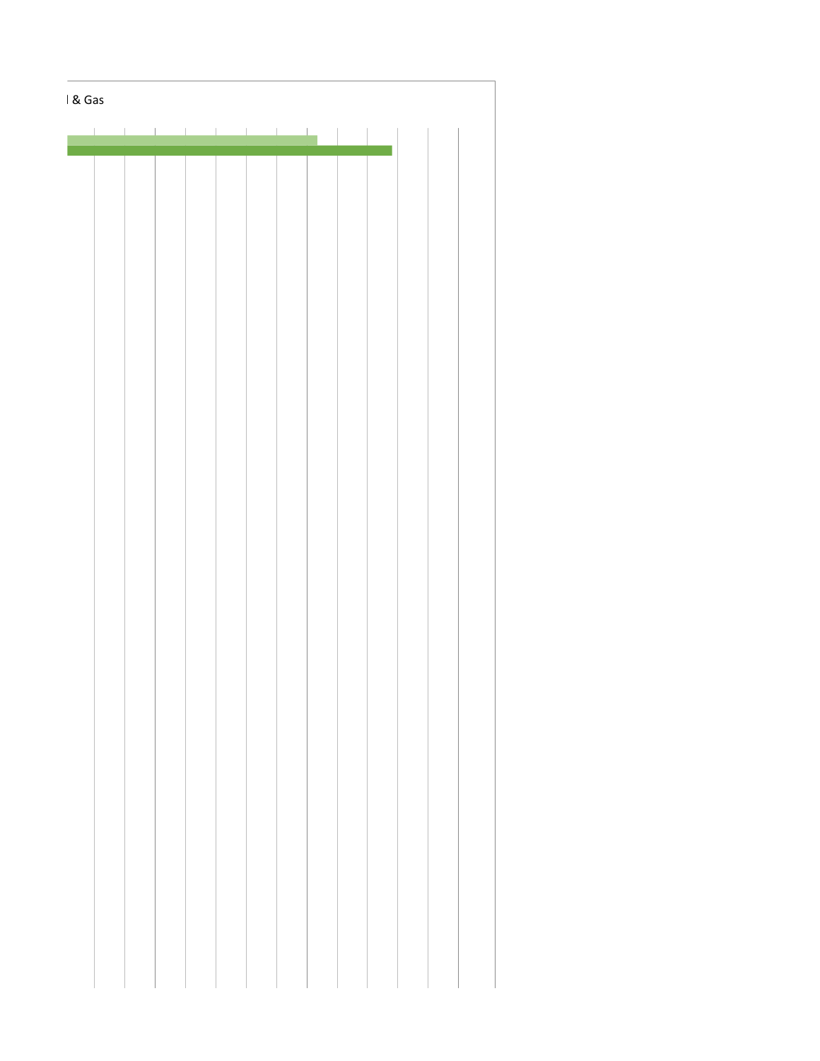l & Gas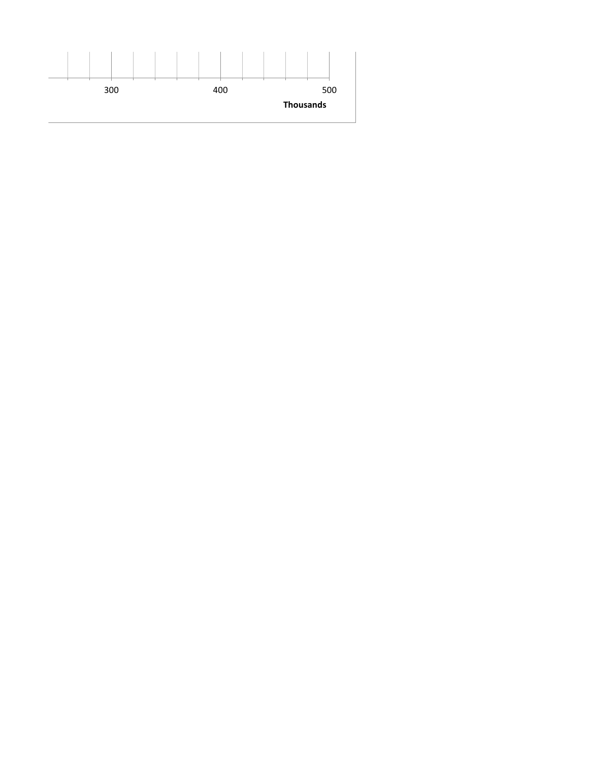300 400 500

**Thousands**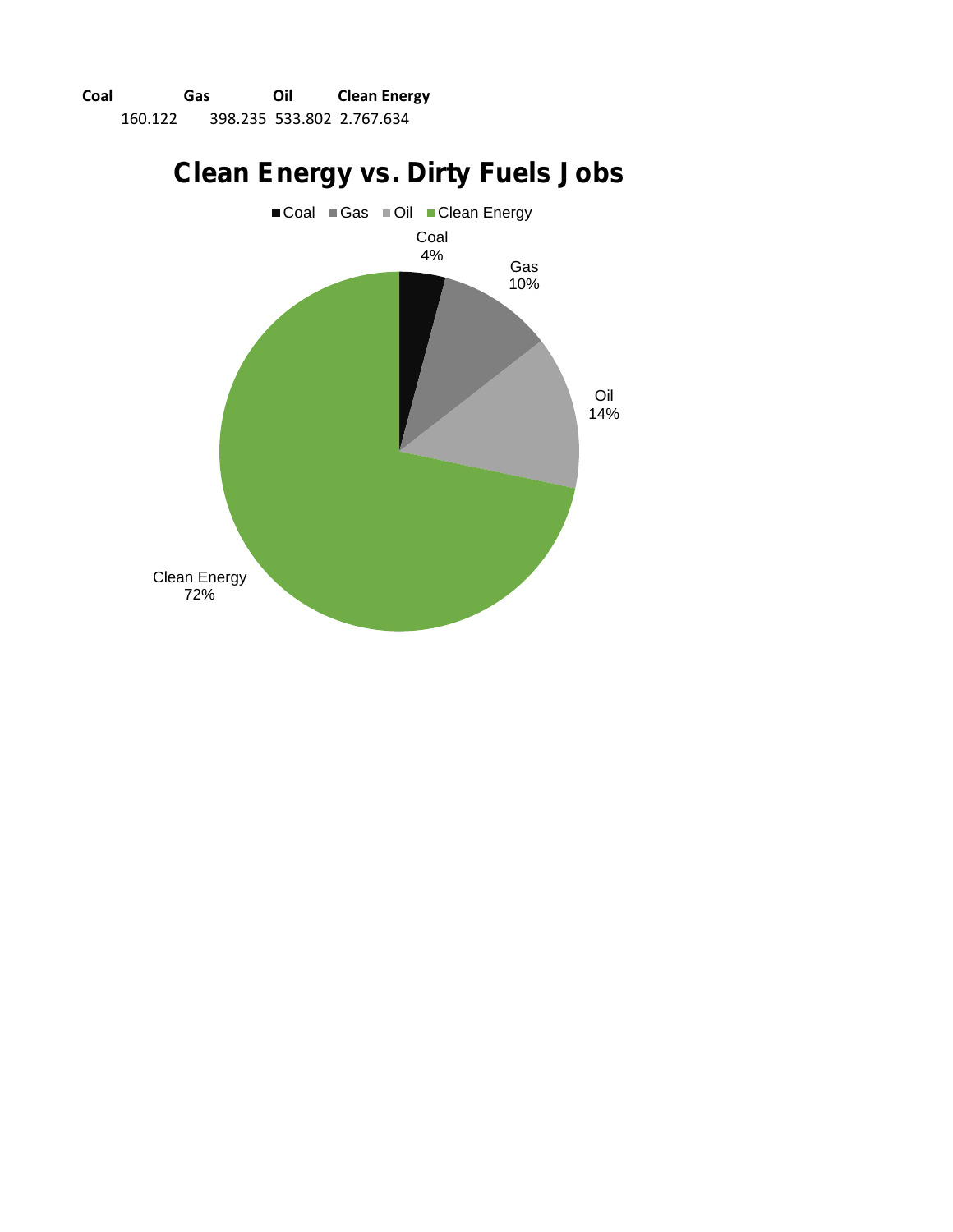| Coal | Gas | Oil | Clean Energy |
| --- | --- | --- | --- |
| 160.122 | 398.235 | 533.802 | 2.767.634 |

**Clean Energy vs. Dirty Fuels Jobs**

Coal Gas Oil Clean Energy

Coal
4%

Gas
10%

Oil
14%

Clean Energy
72%